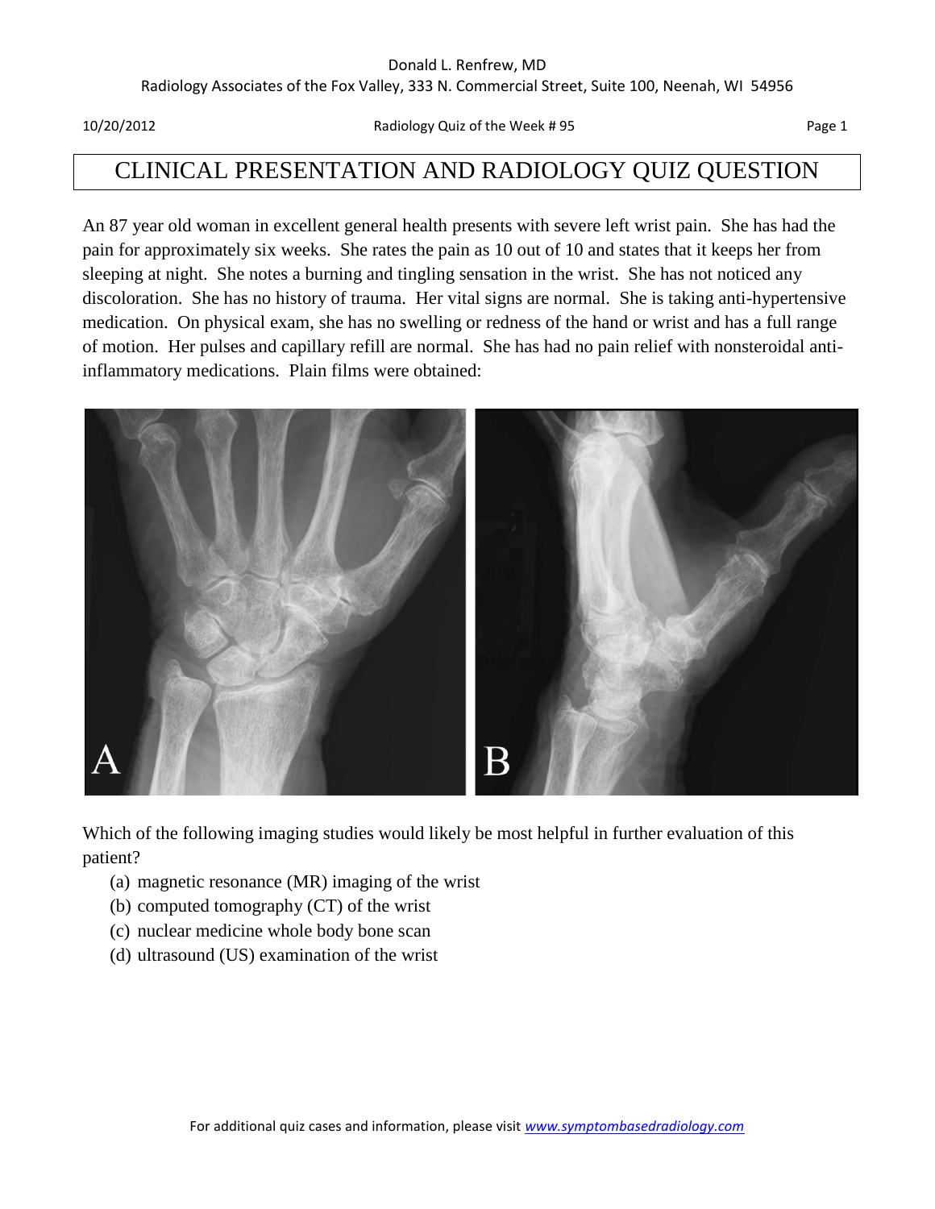# CLINICAL PRESENTATION AND RADIOLOGY QUIZ QUESTION

An 87 year old woman in excellent general health presents with severe left wrist pain. She has had the pain for approximately six weeks. She rates the pain as 10 out of 10 and states that it keeps her from sleeping at night. She notes a burning and tingling sensation in the wrist. She has not noticed any discoloration. She has no history of trauma. Her vital signs are normal. She is taking anti-hypertensive medication. On physical exam, she has no swelling or redness of the hand or wrist and has a full range of motion. Her pulses and capillary refill are normal. She has had no pain relief with nonsteroidal anti-inflammatory medications. Plain films were obtained:

Which of the following imaging studies would likely be most helpful in further evaluation of this patient?

(a) magnetic resonance (MR) imaging of the wrist
(b) computed tomography (CT) of the wrist
(c) nuclear medicine whole body bone scan
(d) ultrasound (US) examination of the wrist

For additional quiz cases and information, please visit www.symptombasedradiology.com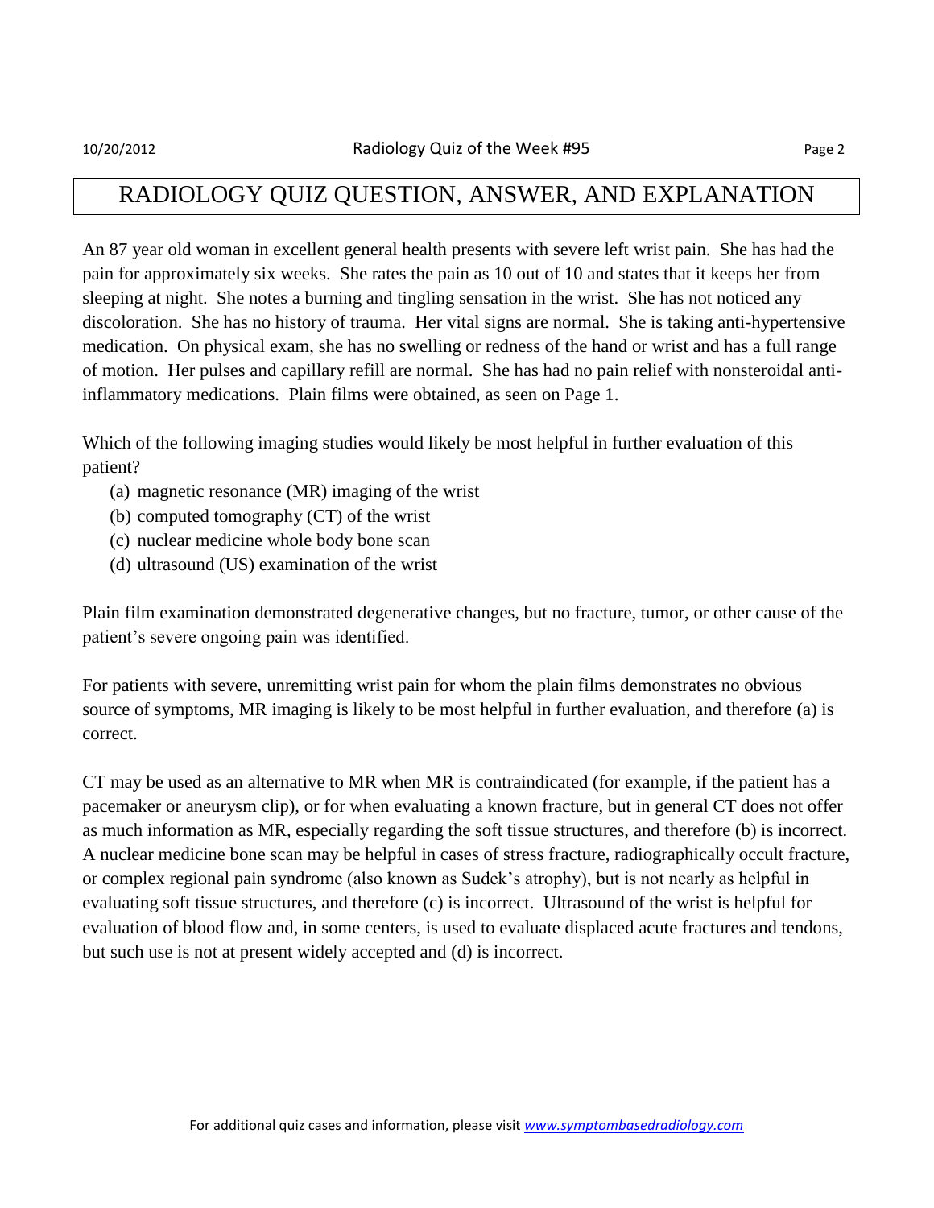# RADIOLOGY QUIZ QUESTION, ANSWER, AND EXPLANATION

An 87 year old woman in excellent general health presents with severe left wrist pain. She has had the pain for approximately six weeks. She rates the pain as 10 out of 10 and states that it keeps her from sleeping at night. She notes a burning and tingling sensation in the wrist. She has not noticed any discoloration. She has no history of trauma. Her vital signs are normal. She is taking anti-hypertensive medication. On physical exam, she has no swelling or redness of the hand or wrist and has a full range of motion. Her pulses and capillary refill are normal. She has had no pain relief with nonsteroidal anti-inflammatory medications. Plain films were obtained, as seen on Page 1.

Which of the following imaging studies would likely be most helpful in further evaluation of this patient?

(a) magnetic resonance (MR) imaging of the wrist
(b) computed tomography (CT) of the wrist
(c) nuclear medicine whole body bone scan
(d) ultrasound (US) examination of the wrist

Plain film examination demonstrated degenerative changes, but no fracture, tumor, or other cause of the patient's severe ongoing pain was identified.

For patients with severe, unremitting wrist pain for whom the plain films demonstrates no obvious source of symptoms, MR imaging is likely to be most helpful in further evaluation, and therefore (a) is correct.

CT may be used as an alternative to MR when MR is contraindicated (for example, if the patient has a pacemaker or aneurysm clip), or for when evaluating a known fracture, but in general CT does not offer as much information as MR, especially regarding the soft tissue structures, and therefore (b) is incorrect. A nuclear medicine bone scan may be helpful in cases of stress fracture, radiographically occult fracture, or complex regional pain syndrome (also known as Sudek's atrophy), but is not nearly as helpful in evaluating soft tissue structures, and therefore (c) is incorrect. Ultrasound of the wrist is helpful for evaluation of blood flow and, in some centers, is used to evaluate displaced acute fractures and tendons, but such use is not at present widely accepted and (d) is incorrect.

For additional quiz cases and information, please visit www.symptombasedradiology.com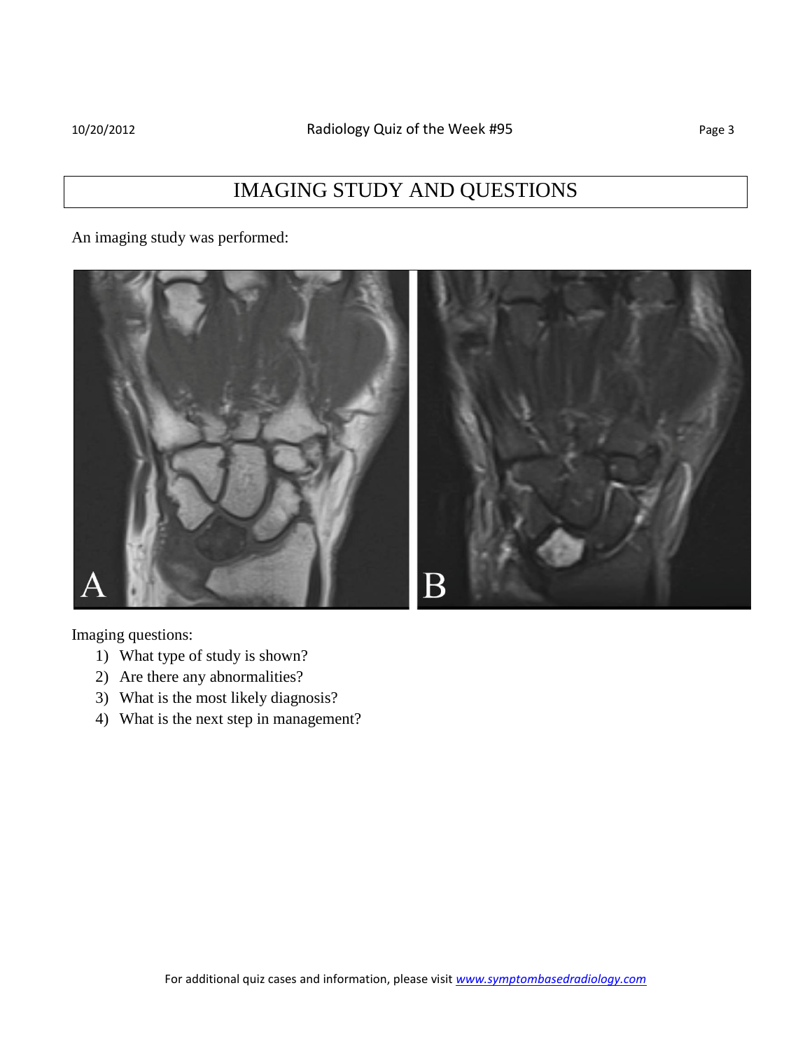# IMAGING STUDY AND QUESTIONS

An imaging study was performed:

Imaging questions:

1) What type of study is shown?
2) Are there any abnormalities?
3) What is the most likely diagnosis?
4) What is the next step in management?

For additional quiz cases and information, please visit www.symptombasedradiology.com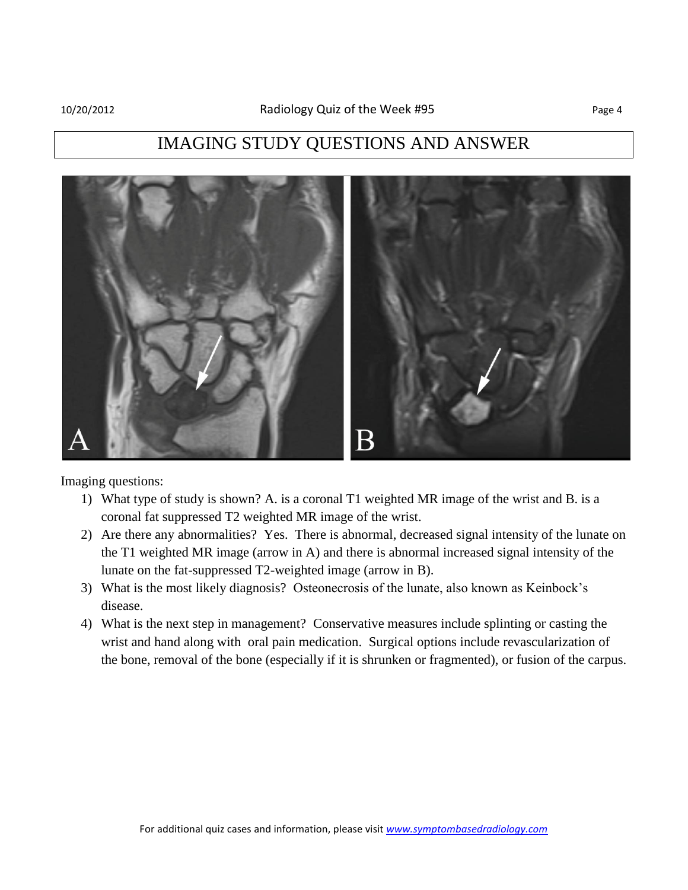# IMAGING STUDY QUESTIONS AND ANSWER

Imaging questions:

1) What type of study is shown? A. is a coronal T1 weighted MR image of the wrist and B. is a coronal fat suppressed T2 weighted MR image of the wrist.
2) Are there any abnormalities? Yes. There is abnormal, decreased signal intensity of the lunate on the T1 weighted MR image (arrow in A) and there is abnormal increased signal intensity of the lunate on the fat-suppressed T2-weighted image (arrow in B).
3) What is the most likely diagnosis? Osteonecrosis of the lunate, also known as Keinbock's disease.
4) What is the next step in management? Conservative measures include splinting or casting the wrist and hand along with oral pain medication. Surgical options include revascularization of the bone, removal of the bone (especially if it is shrunken or fragmented), or fusion of the carpus.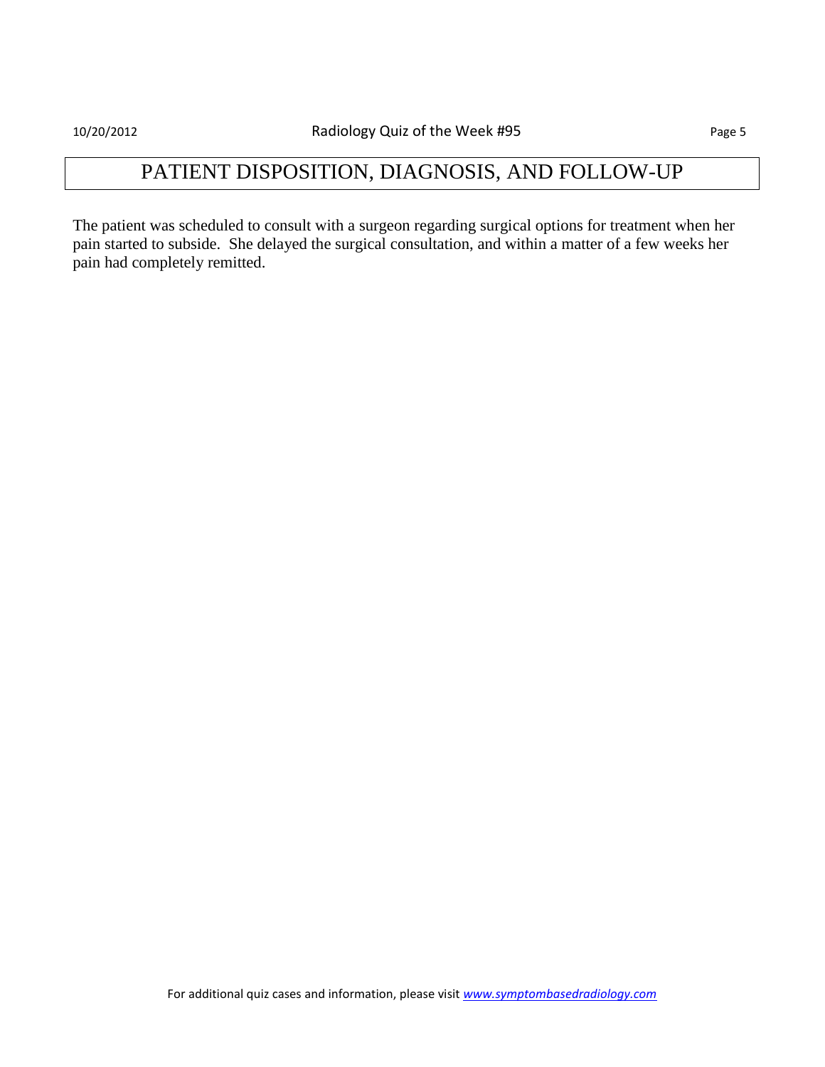# PATIENT DISPOSITION, DIAGNOSIS, AND FOLLOW-UP

The patient was scheduled to consult with a surgeon regarding surgical options for treatment when her pain started to subside. She delayed the surgical consultation, and within a matter of a few weeks her pain had completely remitted.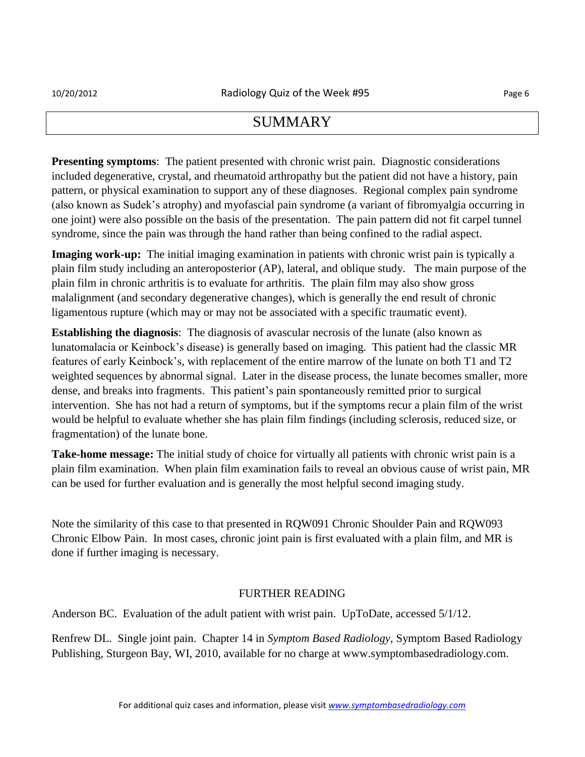# SUMMARY

**Presenting symptoms**: The patient presented with chronic wrist pain. Diagnostic considerations included degenerative, crystal, and rheumatoid arthropathy but the patient did not have a history, pain pattern, or physical examination to support any of these diagnoses. Regional complex pain syndrome (also known as Sudek's atrophy) and myofascial pain syndrome (a variant of fibromyalgia occurring in one joint) were also possible on the basis of the presentation. The pain pattern did not fit carpel tunnel syndrome, since the pain was through the hand rather than being confined to the radial aspect.

**Imaging work-up:** The initial imaging examination in patients with chronic wrist pain is typically a plain film study including an anteroposterior (AP), lateral, and oblique study. The main purpose of the plain film in chronic arthritis is to evaluate for arthritis. The plain film may also show gross malalignment (and secondary degenerative changes), which is generally the end result of chronic ligamentous rupture (which may or may not be associated with a specific traumatic event).

**Establishing the diagnosis**: The diagnosis of avascular necrosis of the lunate (also known as lunatomalacia or Keinbock's disease) is generally based on imaging. This patient had the classic MR features of early Keinbock's, with replacement of the entire marrow of the lunate on both T1 and T2 weighted sequences by abnormal signal. Later in the disease process, the lunate becomes smaller, more dense, and breaks into fragments. This patient's pain spontaneously remitted prior to surgical intervention. She has not had a return of symptoms, but if the symptoms recur a plain film of the wrist would be helpful to evaluate whether she has plain film findings (including sclerosis, reduced size, or fragmentation) of the lunate bone.

**Take-home message:** The initial study of choice for virtually all patients with chronic wrist pain is a plain film examination. When plain film examination fails to reveal an obvious cause of wrist pain, MR can be used for further evaluation and is generally the most helpful second imaging study.

Note the similarity of this case to that presented in RQW091 Chronic Shoulder Pain and RQW093 Chronic Elbow Pain. In most cases, chronic joint pain is first evaluated with a plain film, and MR is done if further imaging is necessary.

## FURTHER READING

Anderson BC. Evaluation of the adult patient with wrist pain. UpToDate, accessed 5/1/12.

Renfrew DL. Single joint pain. Chapter 14 in *Symptom Based Radiology*, Symptom Based Radiology Publishing, Sturgeon Bay, WI, 2010, available for no charge at www.symptombasedradiology.com.